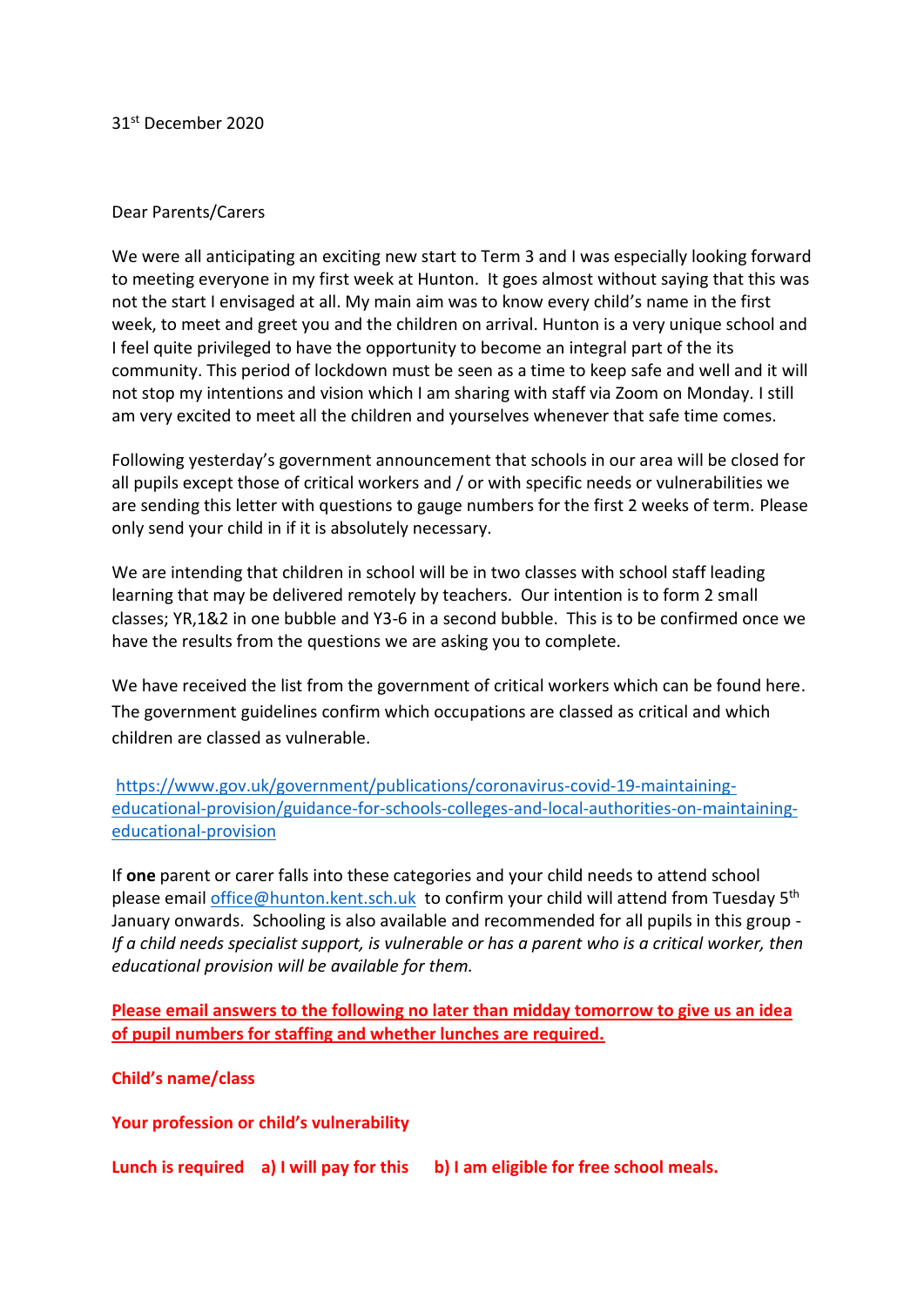31st December 2020

Dear Parents/Carers

We were all anticipating an exciting new start to Term 3 and I was especially looking forward to meeting everyone in my first week at Hunton. It goes almost without saying that this was not the start I envisaged at all. My main aim was to know every child's name in the first week, to meet and greet you and the children on arrival. Hunton is a very unique school and I feel quite privileged to have the opportunity to become an integral part of the its community. This period of lockdown must be seen as a time to keep safe and well and it will not stop my intentions and vision which I am sharing with staff via Zoom on Monday. I still am very excited to meet all the children and yourselves whenever that safe time comes.

Following yesterday's government announcement that schools in our area will be closed for all pupils except those of critical workers and / or with specific needs or vulnerabilities we are sending this letter with questions to gauge numbers for the first 2 weeks of term. Please only send your child in if it is absolutely necessary.

We are intending that children in school will be in two classes with school staff leading learning that may be delivered remotely by teachers. Our intention is to form 2 small classes; YR,1&2 in one bubble and Y3-6 in a second bubble. This is to be confirmed once we have the results from the questions we are asking you to complete.

We have received the list from the government of critical workers which can be found here. The government guidelines confirm which occupations are classed as critical and which children are classed as vulnerable.

https://www.gov.uk/government/publications/coronavirus-covid-19-maintaining-educational-provision/guidance-for-schools-colleges-and-local-authorities-on-maintaining-educational-provision

If **one** parent or carer falls into these categories and your child needs to attend school please email office@hunton.kent.sch.uk to confirm your child will attend from Tuesday 5th January onwards. Schooling is also available and recommended for all pupils in this group - *If a child needs specialist support, is vulnerable or has a parent who is a critical worker, then educational provision will be available for them.*

**Please email answers to the following no later than midday tomorrow to give us an idea of pupil numbers for staffing and whether lunches are required.**

**Child's name/class**

**Your profession or child's vulnerability**

**Lunch is required a) I will pay for this b) I am eligible for free school meals.**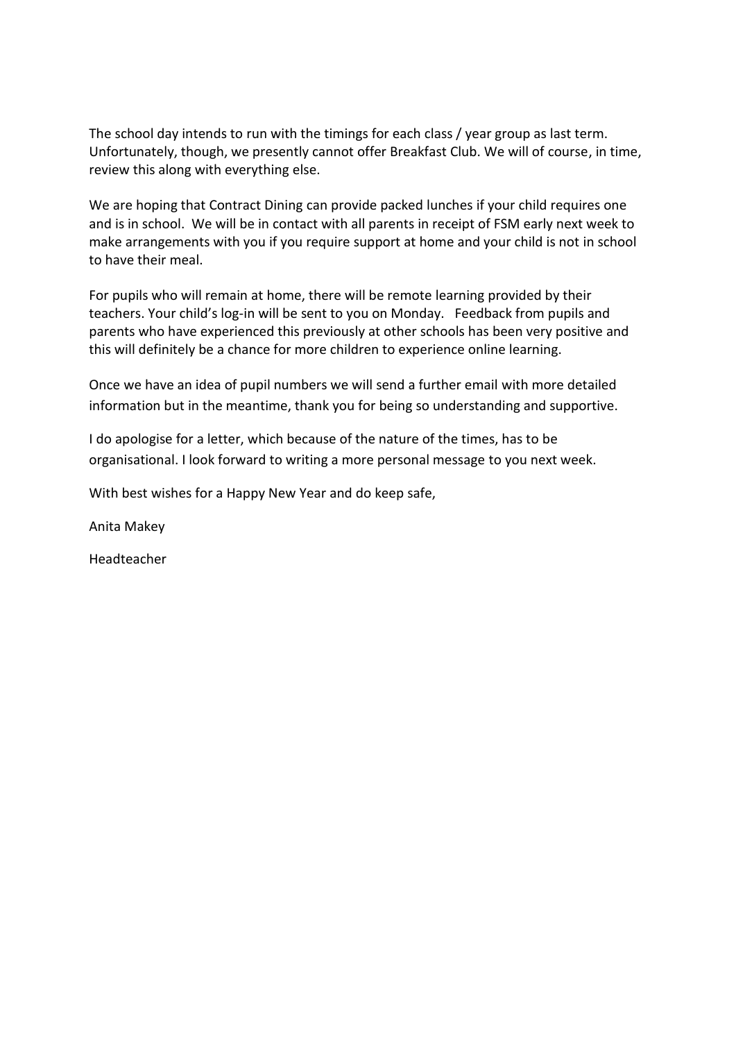The school day intends to run with the timings for each class / year group as last term. Unfortunately, though, we presently cannot offer Breakfast Club. We will of course, in time, review this along with everything else.

We are hoping that Contract Dining can provide packed lunches if your child requires one and is in school. We will be in contact with all parents in receipt of FSM early next week to make arrangements with you if you require support at home and your child is not in school to have their meal.

For pupils who will remain at home, there will be remote learning provided by their teachers. Your child's log-in will be sent to you on Monday. Feedback from pupils and parents who have experienced this previously at other schools has been very positive and this will definitely be a chance for more children to experience online learning.

Once we have an idea of pupil numbers we will send a further email with more detailed information but in the meantime, thank you for being so understanding and supportive.

I do apologise for a letter, which because of the nature of the times, has to be organisational. I look forward to writing a more personal message to you next week.

With best wishes for a Happy New Year and do keep safe,

Anita Makey

Headteacher